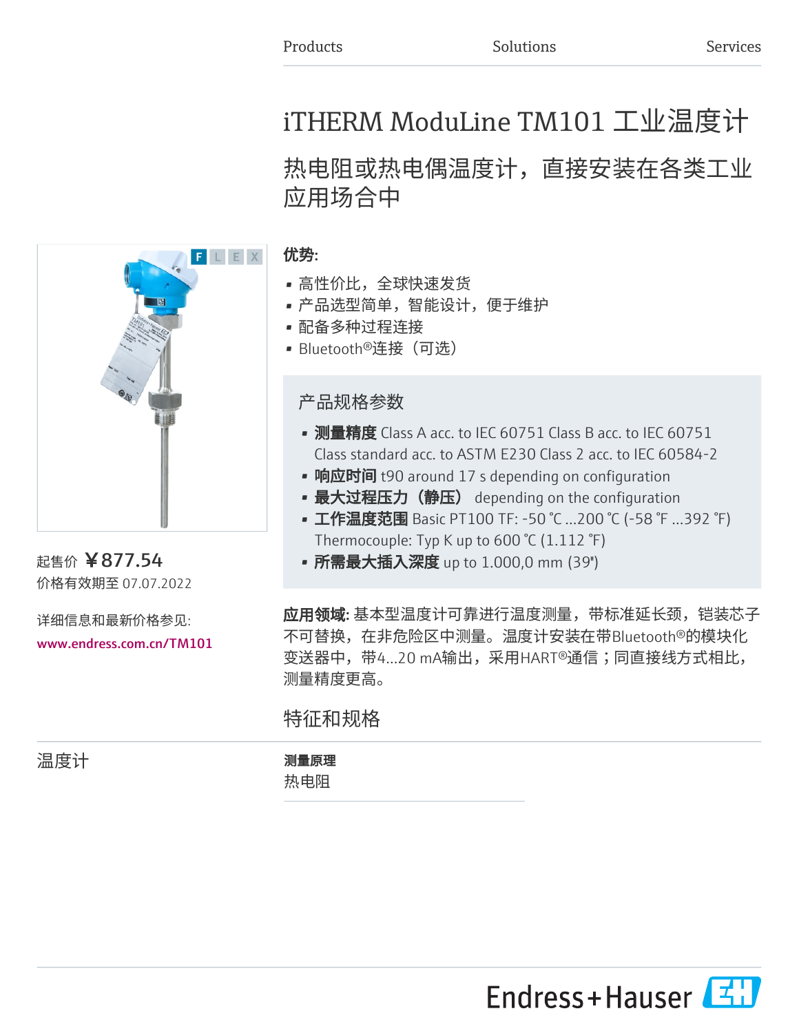Products Solutions Services

# iTHERM ModuLine TM101 工业温度计

## 热电阻或热电偶温度计，直接安装在各类工业应用场合中

起售价 ￥877.54

价格有效期至 07.07.2022

详细信息和最新价格参见:

www.endress.com.cn/TM101

### 优势:

- 高性价比，全球快速发货
- 产品选型简单，智能设计，便于维护
- 配备多种过程连接
- Bluetooth®连接（可选）

### 产品规格参数

- **测量精度** Class A acc. to IEC 60751 Class B acc. to IEC 60751 Class standard acc. to ASTM E230 Class 2 acc. to IEC 60584-2
- **响应时间** t90 around 17 s depending on configuration
- **最大过程压力（静压）** depending on the configuration
- **工作温度范围** Basic PT100 TF: -50 °C ...200 °C (-58 °F ...392 °F) Thermocouple: Typ K up to 600 °C (1.112 °F)
- **所需最大插入深度** up to 1.000,0 mm (39")

**应用领域:** 基本型温度计可靠进行温度测量，带标准延长颈，铠装芯子不可替换，在非危险区中测量。温度计安装在带Bluetooth®的模块化变送器中，带4...20 mA输出，采用HART®通信；同直接线方式相比，测量精度更高。

## 特征和规格

### 温度计

**测量原理**

热电阻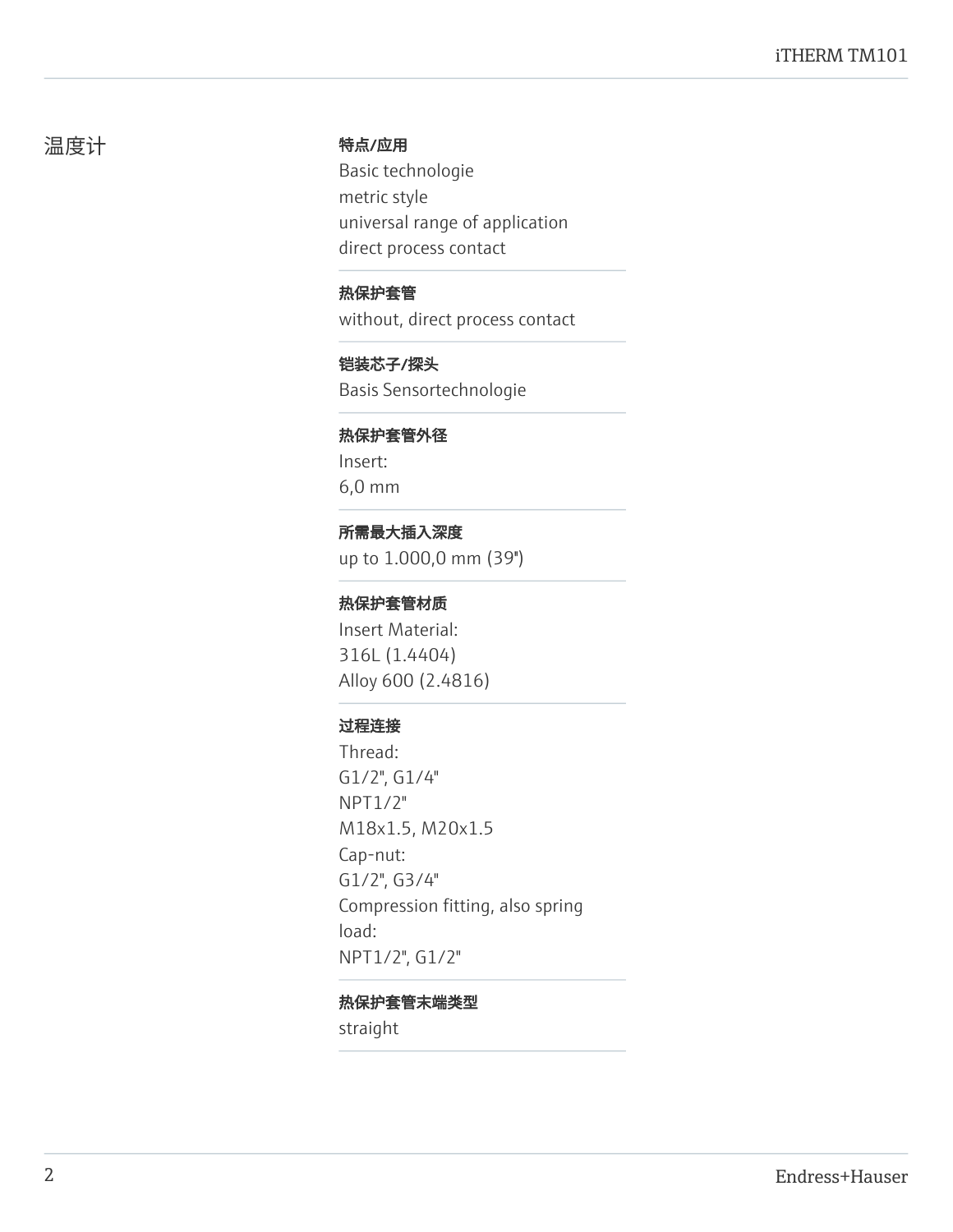## 温度计

**特点/应用**

Basic technologie
metric style
universal range of application
direct process contact

**热保护套管**

without, direct process contact

**铠装芯子/探头**

Basis Sensortechnologie

**热保护套管外径**

Insert:
6,0 mm

**所需最大插入深度**

up to 1.000,0 mm (39")

**热保护套管材质**

Insert Material:
316L (1.4404)
Alloy 600 (2.4816)

**过程连接**

Thread:
G1/2", G1/4"
NPT1/2"
M18x1.5, M20x1.5
Cap-nut:
G1/2", G3/4"
Compression fitting, also spring load:
NPT1/2", G1/2"

**热保护套管末端类型**

straight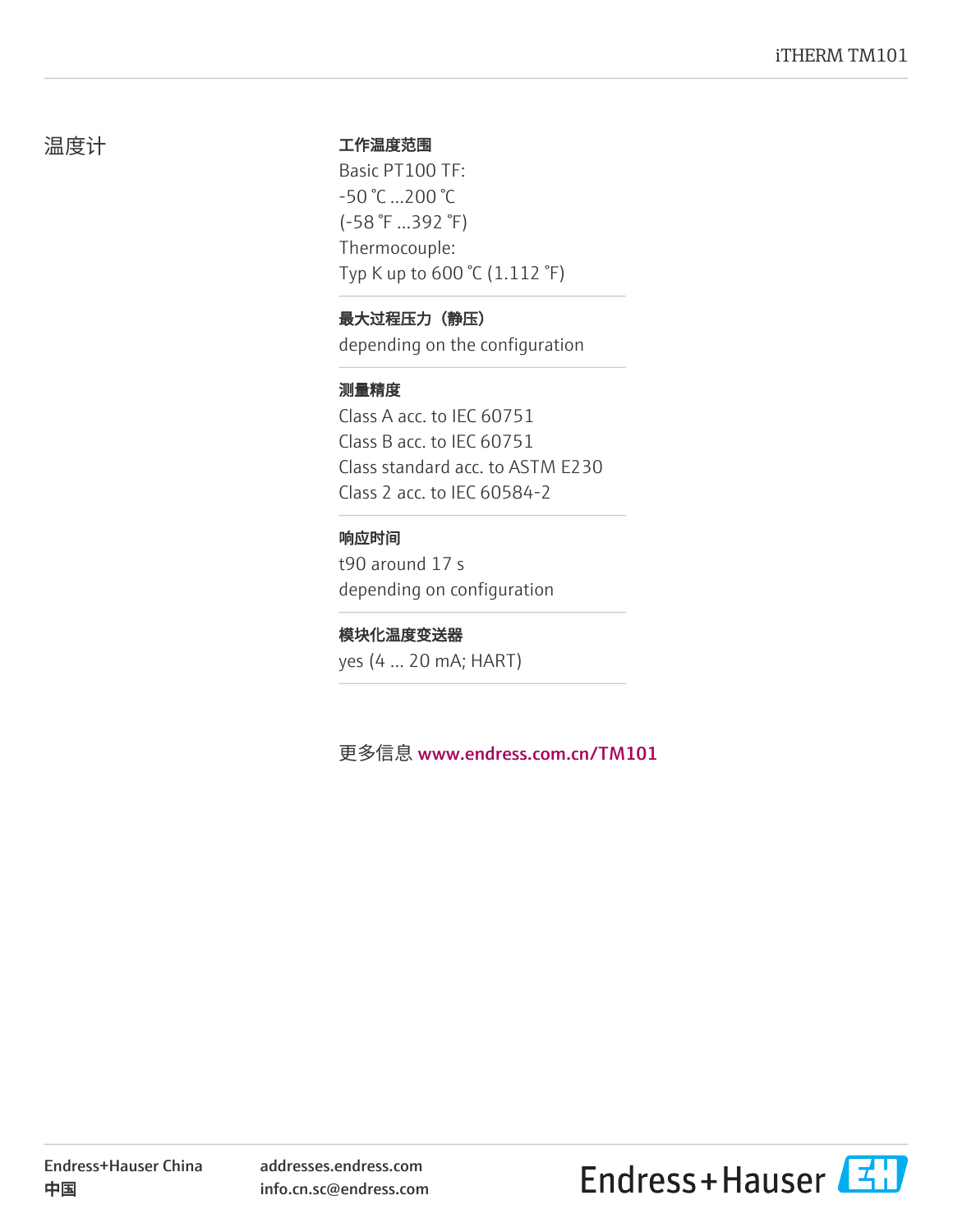## 温度计

**工作温度范围**

Basic PT100 TF:
-50 °C ...200 °C
(-58 °F ...392 °F)
Thermocouple:
Typ K up to 600 °C (1.112 °F)

**最大过程压力（静压）**

depending on the configuration

**测量精度**

Class A acc. to IEC 60751
Class B acc. to IEC 60751
Class standard acc. to ASTM E230
Class 2 acc. to IEC 60584-2

**响应时间**

t90 around 17 s
depending on configuration

**模块化温度变送器**

yes (4 ... 20 mA; HART)

更多信息 www.endress.com.cn/TM101

Endress+Hauser China
中国

addresses.endress.com
info.cn.sc@endress.com